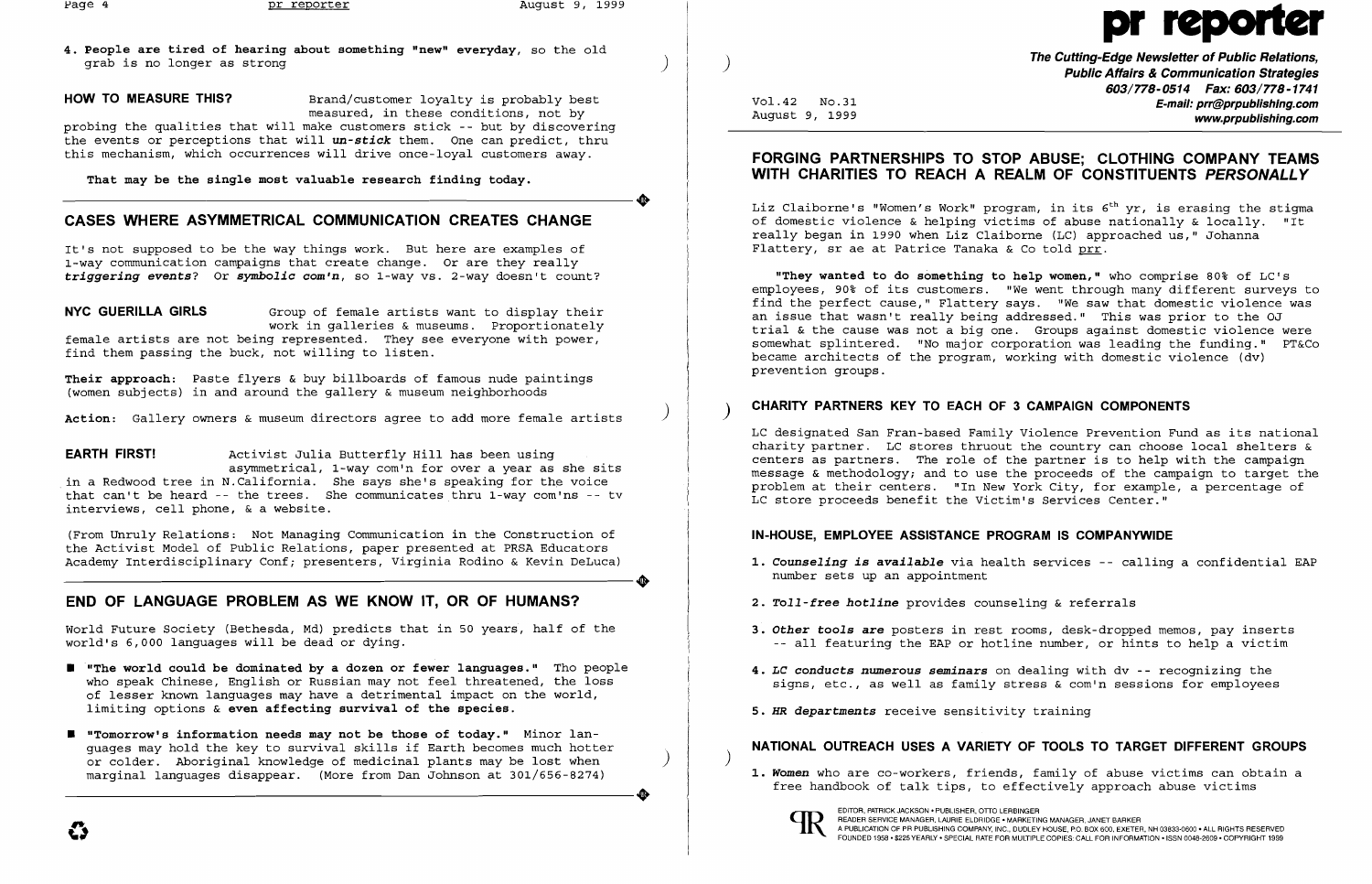4. **People are tired of hearing about something "new" everyday**, so the old grab is no longer as strong

**HOW TO MEASURE THIS?** Brand/customer loyalty is probably best measured, in these conditions, not by probing the qualities that will make customers stick -- but by discovering the events or perceptions that will ***un-stick*** them. One can predict, thru this mechanism, which occurrences will drive once-loyal customers away.

**That may be the single most valuable research finding today.**

## CASES WHERE ASYMMETRICAL COMMUNICATION CREATES CHANGE

It's not supposed to be the way things work. But here are examples of 1-way communication campaigns that create change. Or are they really ***triggering events***? Or ***symbolic com'n***, so 1-way vs. 2-way doesn't count?

**NYC GUERILLA GIRLS** Group of female artists want to display their work in galleries & museums. Proportionately female artists are not being represented. They see everyone with power, find them passing the buck, not willing to listen.

**Their approach**: Paste flyers & buy billboards of famous nude paintings (women subjects) in and around the gallery & museum neighborhoods

**Action**: Gallery owners & museum directors agree to add more female artists

**EARTH FIRST!** Activist Julia Butterfly Hill has been using asymmetrical, 1-way com'n for over a year as she sits in a Redwood tree in N.California. She says she's speaking for the voice that can't be heard -- the trees. She communicates thru 1-way com'ns -- tv interviews, cell phone, & a website.

(From Unruly Relations: Not Managing Communication in the Construction of the Activist Model of Public Relations, paper presented at PRSA Educators Academy Interdisciplinary Conf; presenters, Virginia Rodino & Kevin DeLuca)

## END OF LANGUAGE PROBLEM AS WE KNOW IT, OR OF HUMANS?

World Future Society (Bethesda, Md) predicts that in 50 years, half of the world's 6,000 languages will be dead or dying.

- **"The world could be dominated by a dozen or fewer languages."** Tho people who speak Chinese, English or Russian may not feel threatened, the loss of lesser known languages may have a detrimental impact on the world, limiting options & **even affecting survival of the species.**
- **"Tomorrow's information needs may not be those of today."** Minor languages may hold the key to survival skills if Earth becomes much hotter or colder. Aboriginal knowledge of medicinal plants may be lost when marginal languages disappear. (More from Dan Johnson at 301/656-8274)

# pr reporter

**The Cutting-Edge Newsletter of Public Relations, Public Affairs & Communication Strategies**
**603/778-0514 Fax: 603/778-1741**
**E-mail: prr@prpublishing.com**
**www.prpublishing.com**

Vol.42 No.31
August 9, 1999

## FORGING PARTNERSHIPS TO STOP ABUSE; CLOTHING COMPANY TEAMS WITH CHARITIES TO REACH A REALM OF CONSTITUENTS *PERSONALLY*

Liz Claiborne's "Women's Work" program, in its 6th yr, is erasing the stigma of domestic violence & helping victims of abuse nationally & locally. "It really began in 1990 when Liz Claiborne (LC) approached us," Johanna Flattery, sr ae at Patrice Tanaka & Co told prr.

**"They wanted to do something to help women,"** who comprise 80% of LC's employees, 90% of its customers. "We went through many different surveys to find the perfect cause," Flattery says. "We saw that domestic violence was an issue that wasn't really being addressed." This was prior to the OJ trial & the cause was not a big one. Groups against domestic violence were somewhat splintered. "No major corporation was leading the funding." PT&Co became architects of the program, working with domestic violence (dv) prevention groups.

### CHARITY PARTNERS KEY TO EACH OF 3 CAMPAIGN COMPONENTS

LC designated San Fran-based Family Violence Prevention Fund as its national charity partner. LC stores thruout the country can choose local shelters & centers as partners. The role of the partner is to help with the campaign message & methodology; and to use the proceeds of the campaign to target the problem at their centers. "In New York City, for example, a percentage of LC store proceeds benefit the Victim's Services Center."

### IN-HOUSE, EMPLOYEE ASSISTANCE PROGRAM IS COMPANYWIDE

1. ***Counseling is available*** via health services -- calling a confidential EAP number sets up an appointment
2. ***Toll-free hotline*** provides counseling & referrals
3. ***Other tools are*** posters in rest rooms, desk-dropped memos, pay inserts -- all featuring the EAP or hotline number, or hints to help a victim
4. ***LC conducts numerous seminars*** on dealing with dv -- recognizing the signs, etc., as well as family stress & com'n sessions for employees
5. ***HR departments*** receive sensitivity training

### NATIONAL OUTREACH USES A VARIETY OF TOOLS TO TARGET DIFFERENT GROUPS

1. ***Women*** who are co-workers, friends, family of abuse victims can obtain a free handbook of talk tips, to effectively approach abuse victims

EDITOR, PATRICK JACKSON • PUBLISHER, OTTO LERBINGER
READER SERVICE MANAGER, LAURIE ELDRIDGE • MARKETING MANAGER, JANET BARKER
A PUBLICATION OF PR PUBLISHING COMPANY, INC., DUDLEY HOUSE, P.O. BOX 600, EXETER, NH 03833-0600 • ALL RIGHTS RESERVED
FOUNDED 1958 • $225 YEARLY • SPECIAL RATE FOR MULTIPLE COPIES: CALL FOR INFORMATION • ISSN 0048-2609 • COPYRIGHT 1999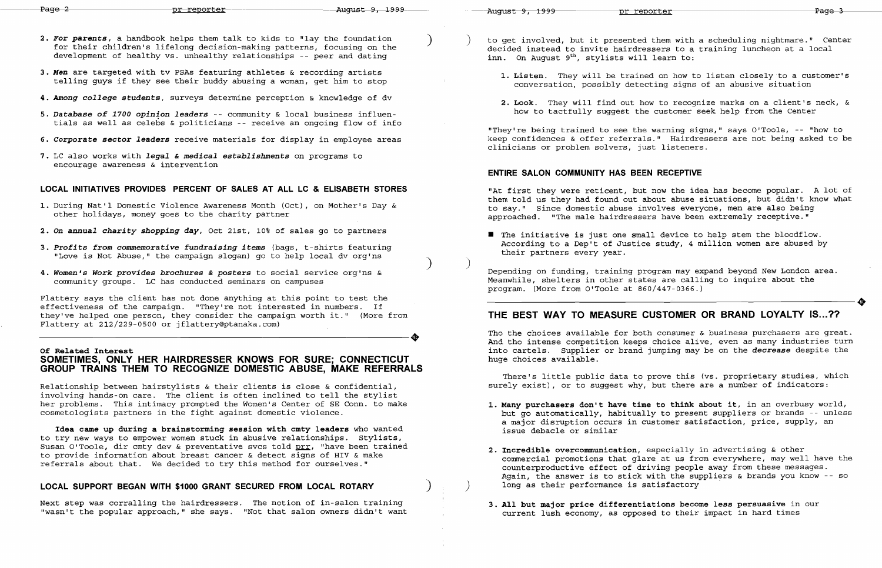2. ***For parents***, a handbook helps them talk to kids to "lay the foundation for their children's lifelong decision-making patterns, focusing on the development of healthy vs. unhealthy relationships -- peer and dating

3. ***Men*** are targeted with tv PSAs featuring athletes & recording artists telling guys if they see their buddy abusing a woman, get him to stop

4. ***Among college students***, surveys determine perception & knowledge of dv

5. ***Database of 1700 opinion leaders*** -- community & local business influentials as well as celebs & politicians -- receive an ongoing flow of info

6. ***Corporate sector leaders*** receive materials for display in employee areas

7. LC also works with ***legal & medical establishments*** on programs to encourage awareness & intervention

## LOCAL INITIATIVES PROVIDES PERCENT OF SALES AT ALL LC & ELISABETH STORES

1. During Nat'l Domestic Violence Awareness Month (Oct), on Mother's Day & other holidays, money goes to the charity partner

2. ***On annual charity shopping day***, Oct 21st, 10% of sales go to partners

3. ***Profits from commemorative fundraising items*** (bags, t-shirts featuring "Love is Not Abuse," the campaign slogan) go to help local dv org'ns

4. ***Women's Work provides brochures & posters*** to social service org'ns & community groups. LC has conducted seminars on campuses

Flattery says the client has not done anything at this point to test the effectiveness of the campaign. "They're not interested in numbers. If they've helped one person, they consider the campaign worth it." (More from Flattery at 212/229-0500 or jflattery@ptanaka.com)

---

**Of Related Interest**

## SOMETIMES, ONLY HER HAIRDRESSER KNOWS FOR SURE; CONNECTICUT GROUP TRAINS THEM TO RECOGNIZE DOMESTIC ABUSE, MAKE REFERRALS

Relationship between hairstylists & their clients is close & confidential, involving hands-on care. The client is often inclined to tell the stylist her problems. This intimacy prompted the Women's Center of SE Conn. to make cosmetologists partners in the fight against domestic violence.

**Idea came up during a brainstorming session with cmty leaders** who wanted to try new ways to empower women stuck in abusive relationships. Stylists, Susan O'Toole, dir cmty dev & preventative svcs told prr, "have been trained to provide information about breast cancer & detect signs of HIV & make referrals about that. We decided to try this method for ourselves."

## LOCAL SUPPORT BEGAN WITH $1000 GRANT SECURED FROM LOCAL ROTARY

Next step was corralling the hairdressers. The notion of in-salon training "wasn't the popular approach," she says. "Not that salon owners didn't want to get involved, but it presented them with a scheduling nightmare." Center decided instead to invite hairdressers to a training luncheon at a local inn. On August 9th, stylists will learn to:

1. **Listen**. They will be trained on how to listen closely to a customer's conversation, possibly detecting signs of an abusive situation

2. **Look**. They will find out how to recognize marks on a client's neck, & how to tactfully suggest the customer seek help from the Center

"They're being trained to see the warning signs," says O'Toole, -- "how to keep confidences & offer referrals." Hairdressers are not being asked to be clinicians or problem solvers, just listeners.

## ENTIRE SALON COMMUNITY HAS BEEN RECEPTIVE

"At first they were reticent, but now the idea has become popular. A lot of them told us they had found out about abuse situations, but didn't know what to say." Since domestic abuse involves everyone, men are also being approached. "The male hairdressers have been extremely receptive."

- The initiative is just one small device to help stem the bloodflow. According to a Dep't of Justice study, 4 million women are abused by their partners every year.

Depending on funding, training program may expand beyond New London area. Meanwhile, shelters in other states are calling to inquire about the program. (More from O'Toole at 860/447-0366.)

---

## THE BEST WAY TO MEASURE CUSTOMER OR BRAND LOYALTY IS...??

Tho the choices available for both consumer & business purchasers are great. And tho intense competition keeps choice alive, even as many industries turn into cartels. Supplier or brand jumping may be on the ***decrease*** despite the huge choices available.

There's little public data to prove this (vs. proprietary studies, which surely exist), or to suggest why, but there are a number of indicators:

1. **Many purchasers don't have time to think about it**, in an overbusy world, but go automatically, habitually to present suppliers or brands -- unless a major disruption occurs in customer satisfaction, price, supply, an issue debacle or similar

2. **Incredible overcommunication**, especially in advertising & other commercial promotions that glare at us from everywhere, may well have the counterproductive effect of driving people away from these messages. Again, the answer is to stick with the suppliers & brands you know -- so long as their performance is satisfactory

3. **All but major price differentiations become less persuasive** in our current lush economy, as opposed to their impact in hard times